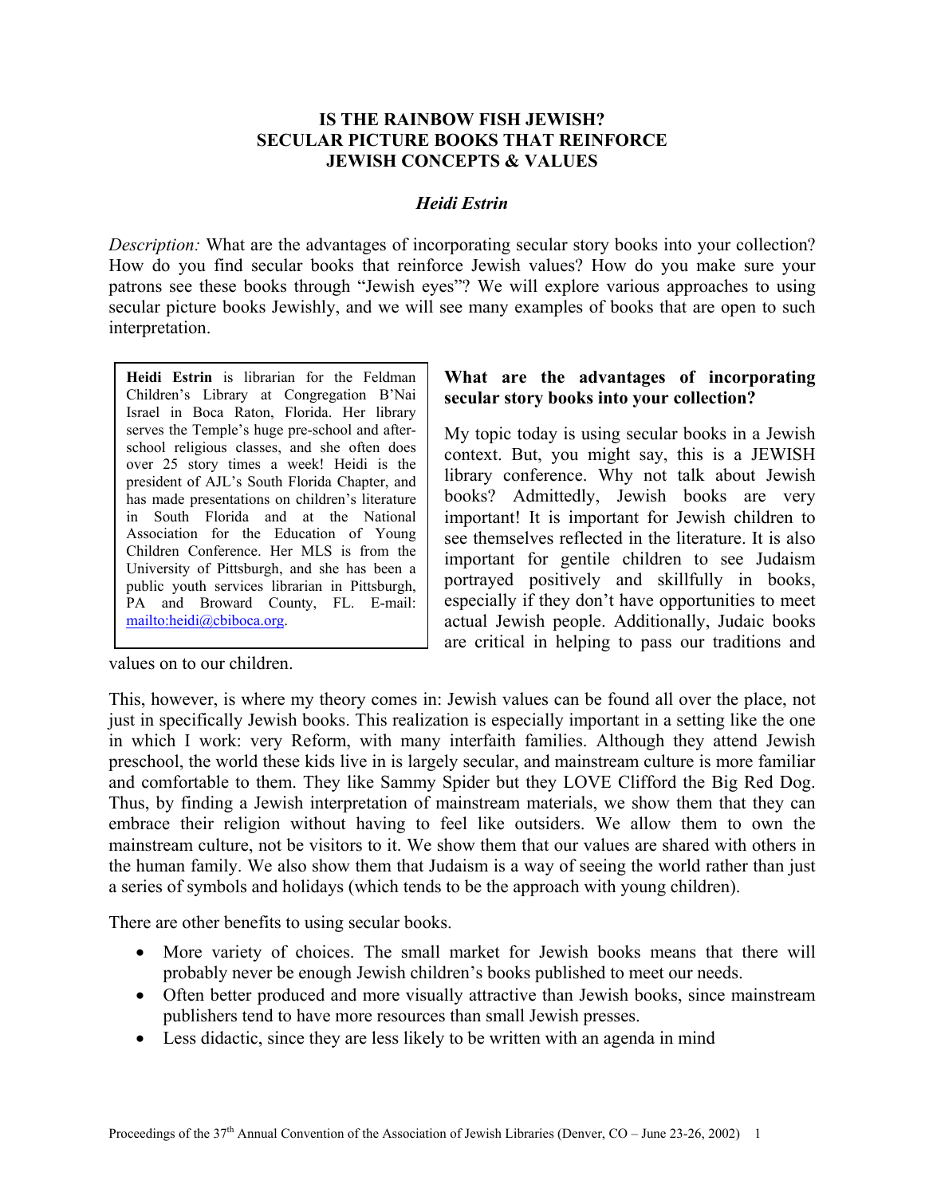# IS THE RAINBOW FISH JEWISH? SECULAR PICTURE BOOKS THAT REINFORCE JEWISH CONCEPTS & VALUES

***Heidi Estrin***

*Description:* What are the advantages of incorporating secular story books into your collection? How do you find secular books that reinforce Jewish values? How do you make sure your patrons see these books through "Jewish eyes"? We will explore various approaches to using secular picture books Jewishly, and we will see many examples of books that are open to such interpretation.

**Heidi Estrin** is librarian for the Feldman Children's Library at Congregation B'Nai Israel in Boca Raton, Florida. Her library serves the Temple's huge pre-school and after-school religious classes, and she often does over 25 story times a week! Heidi is the president of AJL's South Florida Chapter, and has made presentations on children's literature in South Florida and at the National Association for the Education of Young Children Conference. Her MLS is from the University of Pittsburgh, and she has been a public youth services librarian in Pittsburgh, PA and Broward County, FL. E-mail: mailto:heidi@cbiboca.org.

## What are the advantages of incorporating secular story books into your collection?

My topic today is using secular books in a Jewish context. But, you might say, this is a JEWISH library conference. Why not talk about Jewish books? Admittedly, Jewish books are very important! It is important for Jewish children to see themselves reflected in the literature. It is also important for gentile children to see Judaism portrayed positively and skillfully in books, especially if they don't have opportunities to meet actual Jewish people. Additionally, Judaic books are critical in helping to pass our traditions and values on to our children.

This, however, is where my theory comes in: Jewish values can be found all over the place, not just in specifically Jewish books. This realization is especially important in a setting like the one in which I work: very Reform, with many interfaith families. Although they attend Jewish preschool, the world these kids live in is largely secular, and mainstream culture is more familiar and comfortable to them. They like Sammy Spider but they LOVE Clifford the Big Red Dog. Thus, by finding a Jewish interpretation of mainstream materials, we show them that they can embrace their religion without having to feel like outsiders. We allow them to own the mainstream culture, not be visitors to it. We show them that our values are shared with others in the human family. We also show them that Judaism is a way of seeing the world rather than just a series of symbols and holidays (which tends to be the approach with young children).

There are other benefits to using secular books.

- More variety of choices. The small market for Jewish books means that there will probably never be enough Jewish children's books published to meet our needs.
- Often better produced and more visually attractive than Jewish books, since mainstream publishers tend to have more resources than small Jewish presses.
- Less didactic, since they are less likely to be written with an agenda in mind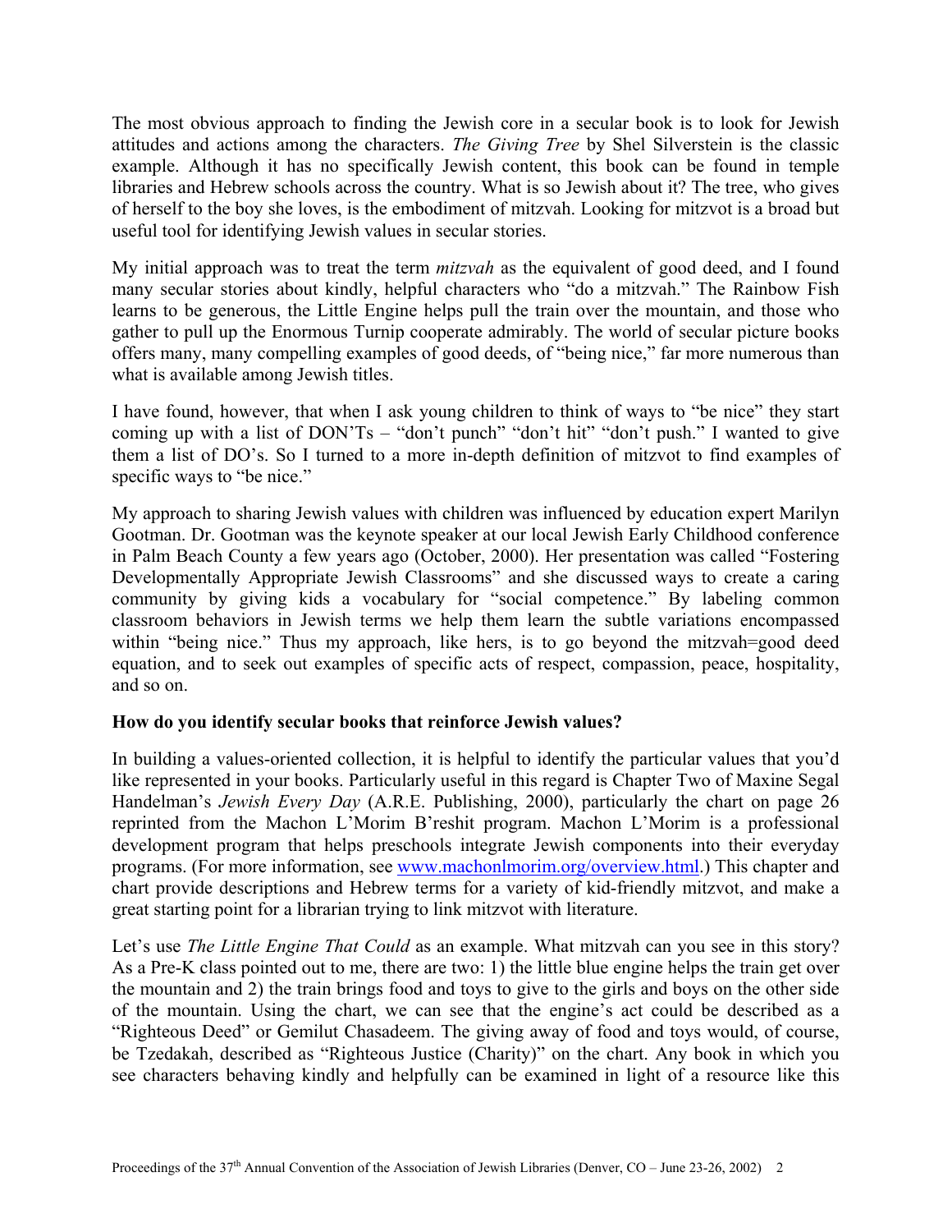The most obvious approach to finding the Jewish core in a secular book is to look for Jewish attitudes and actions among the characters. *The Giving Tree* by Shel Silverstein is the classic example. Although it has no specifically Jewish content, this book can be found in temple libraries and Hebrew schools across the country. What is so Jewish about it? The tree, who gives of herself to the boy she loves, is the embodiment of mitzvah. Looking for mitzvot is a broad but useful tool for identifying Jewish values in secular stories.

My initial approach was to treat the term *mitzvah* as the equivalent of good deed, and I found many secular stories about kindly, helpful characters who "do a mitzvah." The Rainbow Fish learns to be generous, the Little Engine helps pull the train over the mountain, and those who gather to pull up the Enormous Turnip cooperate admirably. The world of secular picture books offers many, many compelling examples of good deeds, of "being nice," far more numerous than what is available among Jewish titles.

I have found, however, that when I ask young children to think of ways to "be nice" they start coming up with a list of DON'Ts – "don't punch" "don't hit" "don't push." I wanted to give them a list of DO's. So I turned to a more in-depth definition of mitzvot to find examples of specific ways to "be nice."

My approach to sharing Jewish values with children was influenced by education expert Marilyn Gootman. Dr. Gootman was the keynote speaker at our local Jewish Early Childhood conference in Palm Beach County a few years ago (October, 2000). Her presentation was called "Fostering Developmentally Appropriate Jewish Classrooms" and she discussed ways to create a caring community by giving kids a vocabulary for "social competence." By labeling common classroom behaviors in Jewish terms we help them learn the subtle variations encompassed within "being nice." Thus my approach, like hers, is to go beyond the mitzvah=good deed equation, and to seek out examples of specific acts of respect, compassion, peace, hospitality, and so on.

**How do you identify secular books that reinforce Jewish values?**

In building a values-oriented collection, it is helpful to identify the particular values that you'd like represented in your books. Particularly useful in this regard is Chapter Two of Maxine Segal Handelman's *Jewish Every Day* (A.R.E. Publishing, 2000), particularly the chart on page 26 reprinted from the Machon L'Morim B'reshit program. Machon L'Morim is a professional development program that helps preschools integrate Jewish components into their everyday programs. (For more information, see www.machonlmorim.org/overview.html.) This chapter and chart provide descriptions and Hebrew terms for a variety of kid-friendly mitzvot, and make a great starting point for a librarian trying to link mitzvot with literature.

Let's use *The Little Engine That Could* as an example. What mitzvah can you see in this story? As a Pre-K class pointed out to me, there are two: 1) the little blue engine helps the train get over the mountain and 2) the train brings food and toys to give to the girls and boys on the other side of the mountain. Using the chart, we can see that the engine's act could be described as a "Righteous Deed" or Gemilut Chasadeem. The giving away of food and toys would, of course, be Tzedakah, described as "Righteous Justice (Charity)" on the chart. Any book in which you see characters behaving kindly and helpfully can be examined in light of a resource like this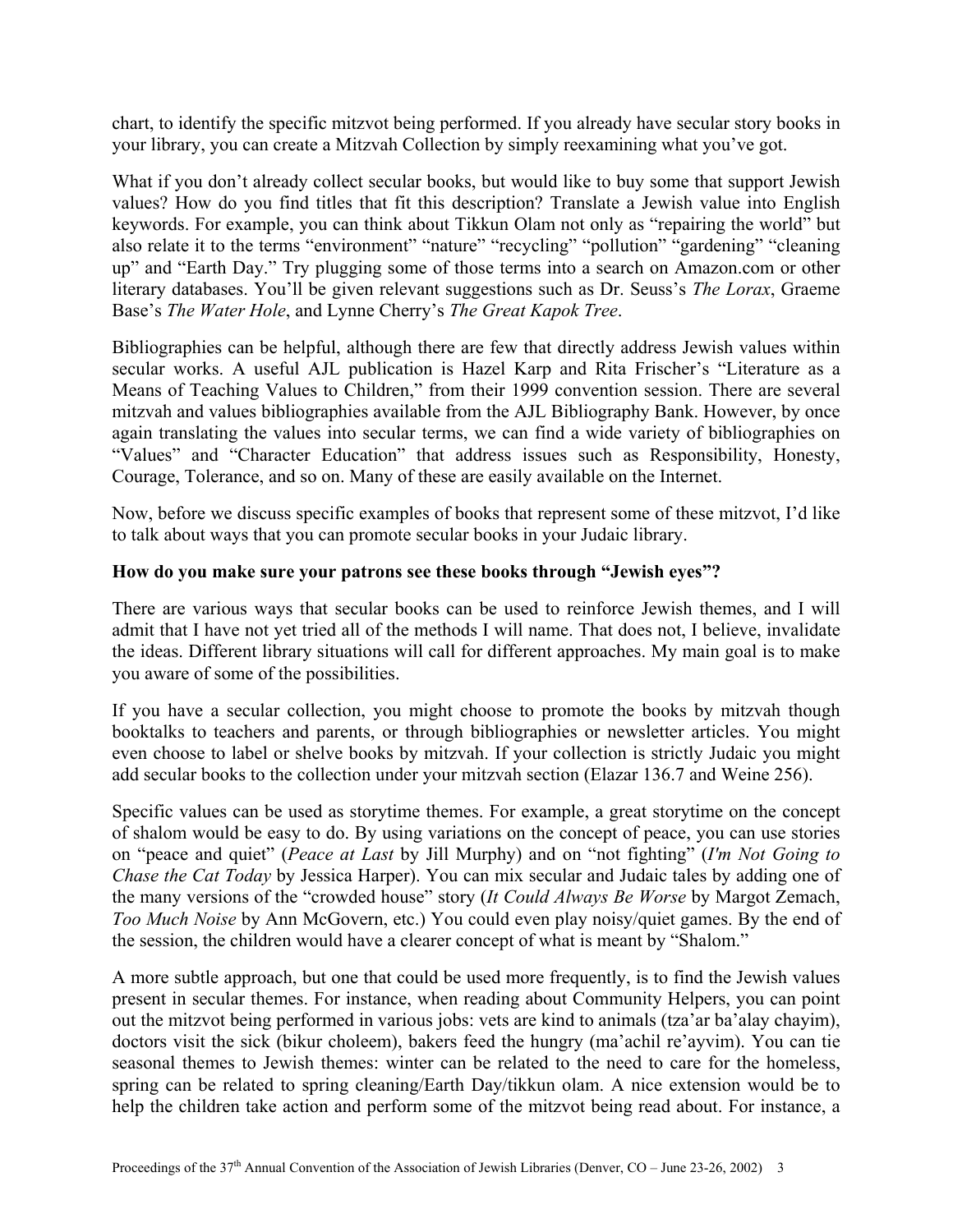chart, to identify the specific mitzvot being performed. If you already have secular story books in your library, you can create a Mitzvah Collection by simply reexamining what you've got.

What if you don't already collect secular books, but would like to buy some that support Jewish values? How do you find titles that fit this description? Translate a Jewish value into English keywords. For example, you can think about Tikkun Olam not only as "repairing the world" but also relate it to the terms "environment" "nature" "recycling" "pollution" "gardening" "cleaning up" and "Earth Day." Try plugging some of those terms into a search on Amazon.com or other literary databases. You'll be given relevant suggestions such as Dr. Seuss's *The Lorax*, Graeme Base's *The Water Hole*, and Lynne Cherry's *The Great Kapok Tree*.

Bibliographies can be helpful, although there are few that directly address Jewish values within secular works. A useful AJL publication is Hazel Karp and Rita Frischer's "Literature as a Means of Teaching Values to Children," from their 1999 convention session. There are several mitzvah and values bibliographies available from the AJL Bibliography Bank. However, by once again translating the values into secular terms, we can find a wide variety of bibliographies on "Values" and "Character Education" that address issues such as Responsibility, Honesty, Courage, Tolerance, and so on. Many of these are easily available on the Internet.

Now, before we discuss specific examples of books that represent some of these mitzvot, I'd like to talk about ways that you can promote secular books in your Judaic library.

**How do you make sure your patrons see these books through "Jewish eyes"?**

There are various ways that secular books can be used to reinforce Jewish themes, and I will admit that I have not yet tried all of the methods I will name. That does not, I believe, invalidate the ideas. Different library situations will call for different approaches. My main goal is to make you aware of some of the possibilities.

If you have a secular collection, you might choose to promote the books by mitzvah though booktalks to teachers and parents, or through bibliographies or newsletter articles. You might even choose to label or shelve books by mitzvah. If your collection is strictly Judaic you might add secular books to the collection under your mitzvah section (Elazar 136.7 and Weine 256).

Specific values can be used as storytime themes. For example, a great storytime on the concept of shalom would be easy to do. By using variations on the concept of peace, you can use stories on "peace and quiet" (*Peace at Last* by Jill Murphy) and on "not fighting" (*I'm Not Going to Chase the Cat Today* by Jessica Harper). You can mix secular and Judaic tales by adding one of the many versions of the "crowded house" story (*It Could Always Be Worse* by Margot Zemach, *Too Much Noise* by Ann McGovern, etc.) You could even play noisy/quiet games. By the end of the session, the children would have a clearer concept of what is meant by "Shalom."

A more subtle approach, but one that could be used more frequently, is to find the Jewish values present in secular themes. For instance, when reading about Community Helpers, you can point out the mitzvot being performed in various jobs: vets are kind to animals (tza'ar ba'alay chayim), doctors visit the sick (bikur choleem), bakers feed the hungry (ma'achil re'ayvim). You can tie seasonal themes to Jewish themes: winter can be related to the need to care for the homeless, spring can be related to spring cleaning/Earth Day/tikkun olam. A nice extension would be to help the children take action and perform some of the mitzvot being read about. For instance, a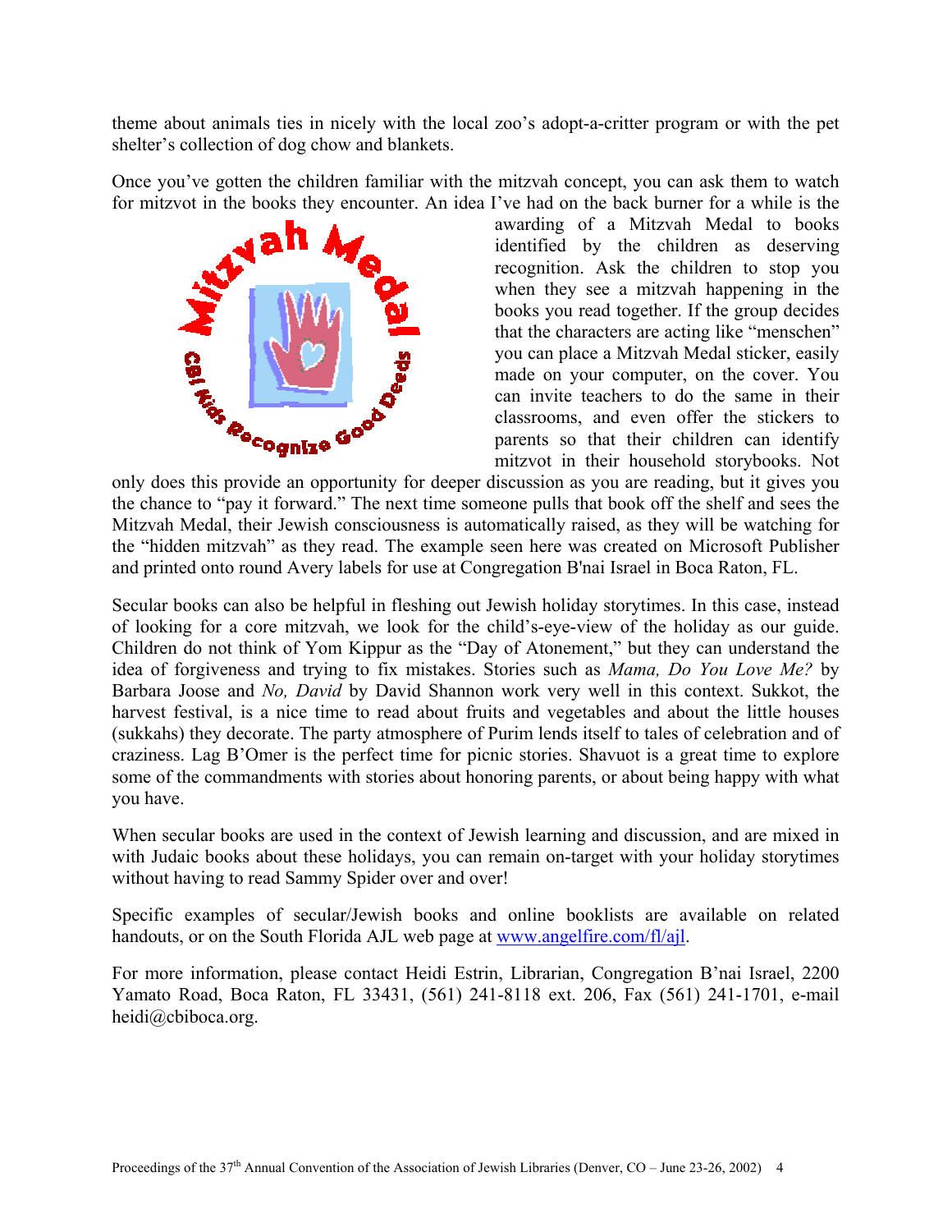theme about animals ties in nicely with the local zoo's adopt-a-critter program or with the pet shelter's collection of dog chow and blankets.

Once you've gotten the children familiar with the mitzvah concept, you can ask them to watch for mitzvot in the books they encounter. An idea I've had on the back burner for a while is the awarding of a Mitzvah Medal to books identified by the children as deserving recognition. Ask the children to stop you when they see a mitzvah happening in the books you read together. If the group decides that the characters are acting like "menschen" you can place a Mitzvah Medal sticker, easily made on your computer, on the cover. You can invite teachers to do the same in their classrooms, and even offer the stickers to parents so that their children can identify mitzvot in their household storybooks. Not only does this provide an opportunity for deeper discussion as you are reading, but it gives you the chance to "pay it forward." The next time someone pulls that book off the shelf and sees the Mitzvah Medal, their Jewish consciousness is automatically raised, as they will be watching for the "hidden mitzvah" as they read. The example seen here was created on Microsoft Publisher and printed onto round Avery labels for use at Congregation B'nai Israel in Boca Raton, FL.

Secular books can also be helpful in fleshing out Jewish holiday storytimes. In this case, instead of looking for a core mitzvah, we look for the child's-eye-view of the holiday as our guide. Children do not think of Yom Kippur as the "Day of Atonement," but they can understand the idea of forgiveness and trying to fix mistakes. Stories such as *Mama, Do You Love Me?* by Barbara Joose and *No, David* by David Shannon work very well in this context. Sukkot, the harvest festival, is a nice time to read about fruits and vegetables and about the little houses (sukkahs) they decorate. The party atmosphere of Purim lends itself to tales of celebration and of craziness. Lag B'Omer is the perfect time for picnic stories. Shavuot is a great time to explore some of the commandments with stories about honoring parents, or about being happy with what you have.

When secular books are used in the context of Jewish learning and discussion, and are mixed in with Judaic books about these holidays, you can remain on-target with your holiday storytimes without having to read Sammy Spider over and over!

Specific examples of secular/Jewish books and online booklists are available on related handouts, or on the South Florida AJL web page at [www.angelfire.com/fl/ajl](http://www.angelfire.com/fl/ajl).

For more information, please contact Heidi Estrin, Librarian, Congregation B'nai Israel, 2200 Yamato Road, Boca Raton, FL 33431, (561) 241-8118 ext. 206, Fax (561) 241-1701, e-mail heidi@cbiboca.org.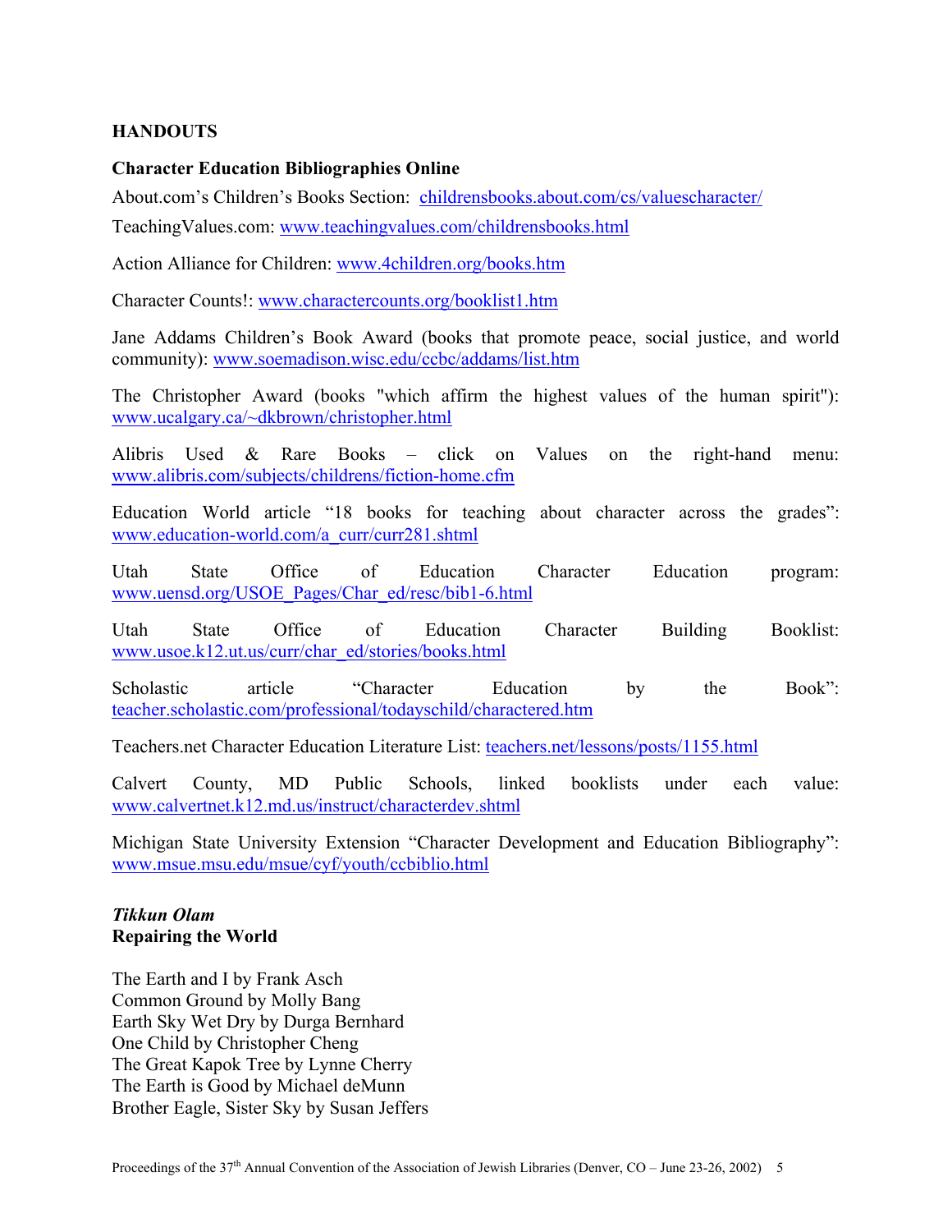## HANDOUTS

### Character Education Bibliographies Online

About.com's Children's Books Section: childrensbooks.about.com/cs/valuescharacter/

TeachingValues.com: www.teachingvalues.com/childrensbooks.html

Action Alliance for Children: www.4children.org/books.htm

Character Counts!: www.charactercounts.org/booklist1.htm

Jane Addams Children's Book Award (books that promote peace, social justice, and world community): www.soemadison.wisc.edu/ccbc/addams/list.htm

The Christopher Award (books "which affirm the highest values of the human spirit"): www.ucalgary.ca/~dkbrown/christopher.html

Alibris Used & Rare Books – click on Values on the right-hand menu: www.alibris.com/subjects/childrens/fiction-home.cfm

Education World article "18 books for teaching about character across the grades": www.education-world.com/a_curr/curr281.shtml

Utah State Office of Education Character Education program: www.uensd.org/USOE_Pages/Char_ed/resc/bib1-6.html

Utah State Office of Education Character Building Booklist: www.usoe.k12.ut.us/curr/char_ed/stories/books.html

Scholastic article "Character Education by the Book": teacher.scholastic.com/professional/todayschild/charactered.htm

Teachers.net Character Education Literature List: teachers.net/lessons/posts/1155.html

Calvert County, MD Public Schools, linked booklists under each value: www.calvertnet.k12.md.us/instruct/characterdev.shtml

Michigan State University Extension "Character Development and Education Bibliography": www.msue.msu.edu/msue/cyf/youth/ccbiblio.html

### *Tikkun Olam*
### Repairing the World

The Earth and I by Frank Asch
Common Ground by Molly Bang
Earth Sky Wet Dry by Durga Bernhard
One Child by Christopher Cheng
The Great Kapok Tree by Lynne Cherry
The Earth is Good by Michael deMunn
Brother Eagle, Sister Sky by Susan Jeffers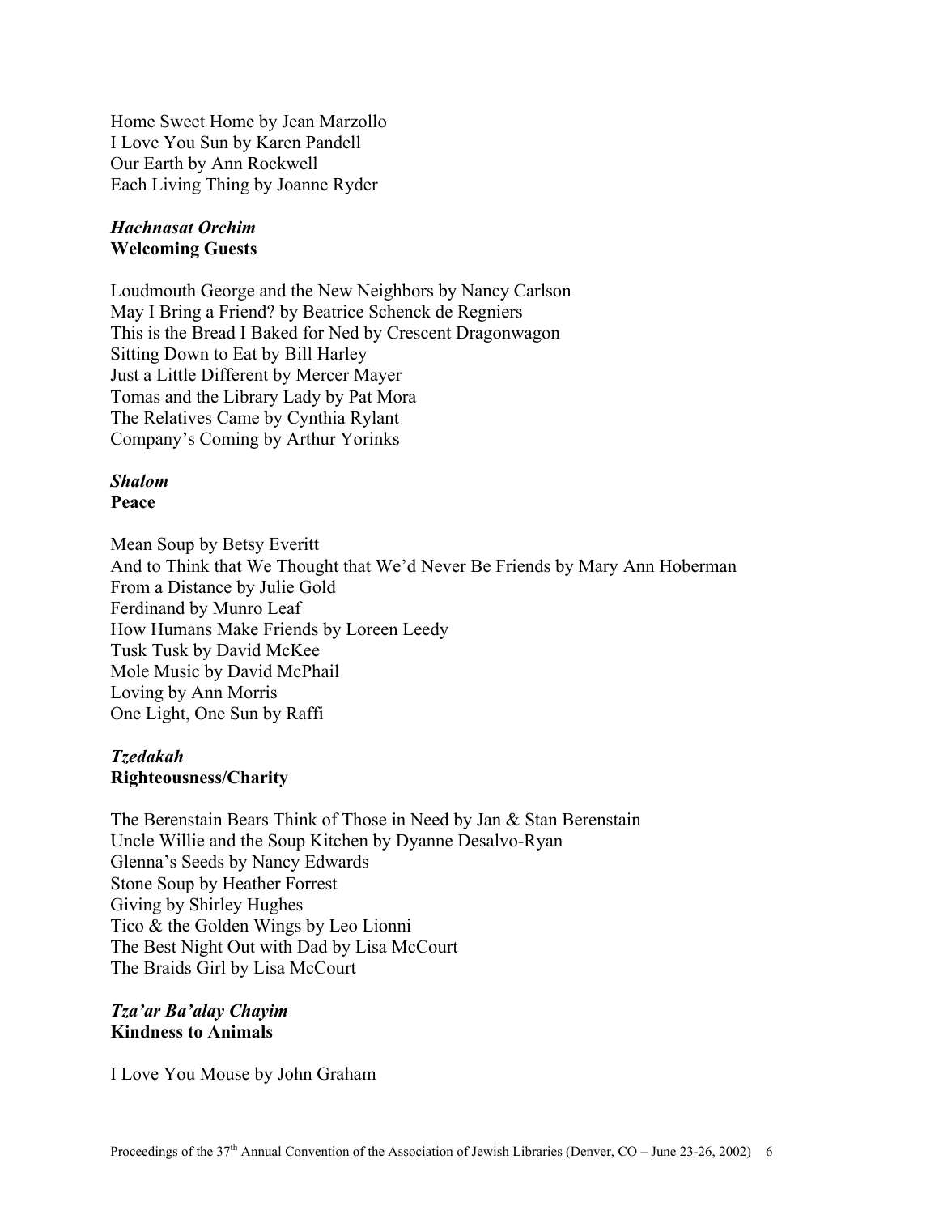Home Sweet Home by Jean Marzollo
I Love You Sun by Karen Pandell
Our Earth by Ann Rockwell
Each Living Thing by Joanne Ryder

### *Hachnasat Orchim*
**Welcoming Guests**

Loudmouth George and the New Neighbors by Nancy Carlson
May I Bring a Friend? by Beatrice Schenck de Regniers
This is the Bread I Baked for Ned by Crescent Dragonwagon
Sitting Down to Eat by Bill Harley
Just a Little Different by Mercer Mayer
Tomas and the Library Lady by Pat Mora
The Relatives Came by Cynthia Rylant
Company's Coming by Arthur Yorinks

### *Shalom*
**Peace**

Mean Soup by Betsy Everitt
And to Think that We Thought that We'd Never Be Friends by Mary Ann Hoberman
From a Distance by Julie Gold
Ferdinand by Munro Leaf
How Humans Make Friends by Loreen Leedy
Tusk Tusk by David McKee
Mole Music by David McPhail
Loving by Ann Morris
One Light, One Sun by Raffi

### *Tzedakah*
**Righteousness/Charity**

The Berenstain Bears Think of Those in Need by Jan & Stan Berenstain
Uncle Willie and the Soup Kitchen by Dyanne Desalvo-Ryan
Glenna's Seeds by Nancy Edwards
Stone Soup by Heather Forrest
Giving by Shirley Hughes
Tico & the Golden Wings by Leo Lionni
The Best Night Out with Dad by Lisa McCourt
The Braids Girl by Lisa McCourt

### *Tza'ar Ba'alay Chayim*
**Kindness to Animals**

I Love You Mouse by John Graham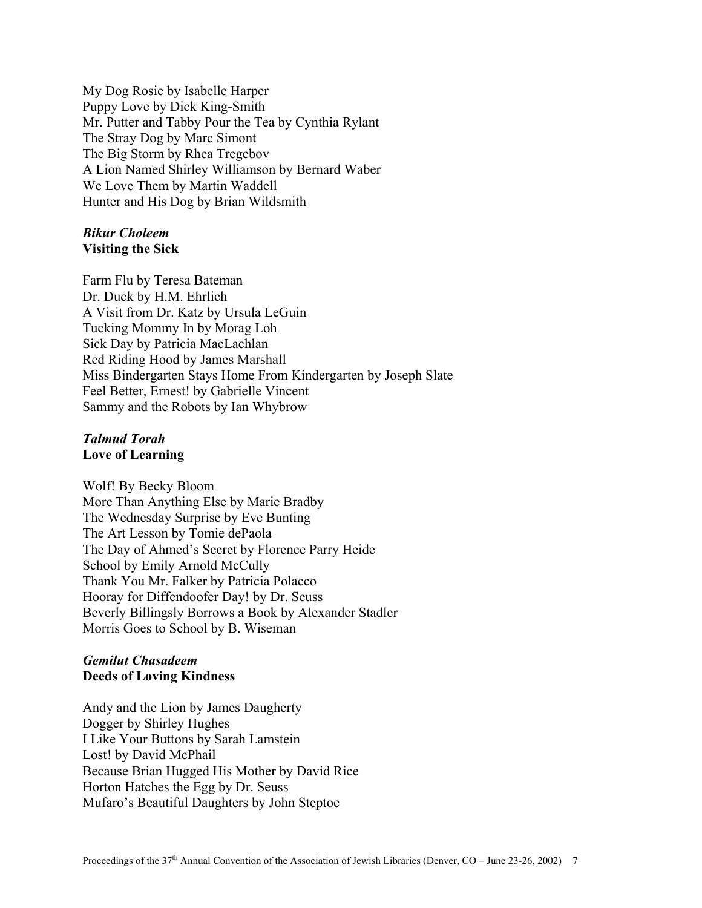My Dog Rosie by Isabelle Harper
Puppy Love by Dick King-Smith
Mr. Putter and Tabby Pour the Tea by Cynthia Rylant
The Stray Dog by Marc Simont
The Big Storm by Rhea Tregebov
A Lion Named Shirley Williamson by Bernard Waber
We Love Them by Martin Waddell
Hunter and His Dog by Brian Wildsmith

***Bikur Choleem***
**Visiting the Sick**

Farm Flu by Teresa Bateman
Dr. Duck by H.M. Ehrlich
A Visit from Dr. Katz by Ursula LeGuin
Tucking Mommy In by Morag Loh
Sick Day by Patricia MacLachlan
Red Riding Hood by James Marshall
Miss Bindergarten Stays Home From Kindergarten by Joseph Slate
Feel Better, Ernest! by Gabrielle Vincent
Sammy and the Robots by Ian Whybrow

***Talmud Torah***
**Love of Learning**

Wolf! By Becky Bloom
More Than Anything Else by Marie Bradby
The Wednesday Surprise by Eve Bunting
The Art Lesson by Tomie dePaola
The Day of Ahmed's Secret by Florence Parry Heide
School by Emily Arnold McCully
Thank You Mr. Falker by Patricia Polacco
Hooray for Diffendoofer Day! by Dr. Seuss
Beverly Billingsly Borrows a Book by Alexander Stadler
Morris Goes to School by B. Wiseman

***Gemilut Chasadeem***
**Deeds of Loving Kindness**

Andy and the Lion by James Daugherty
Dogger by Shirley Hughes
I Like Your Buttons by Sarah Lamstein
Lost! by David McPhail
Because Brian Hugged His Mother by David Rice
Horton Hatches the Egg by Dr. Seuss
Mufaro's Beautiful Daughters by John Steptoe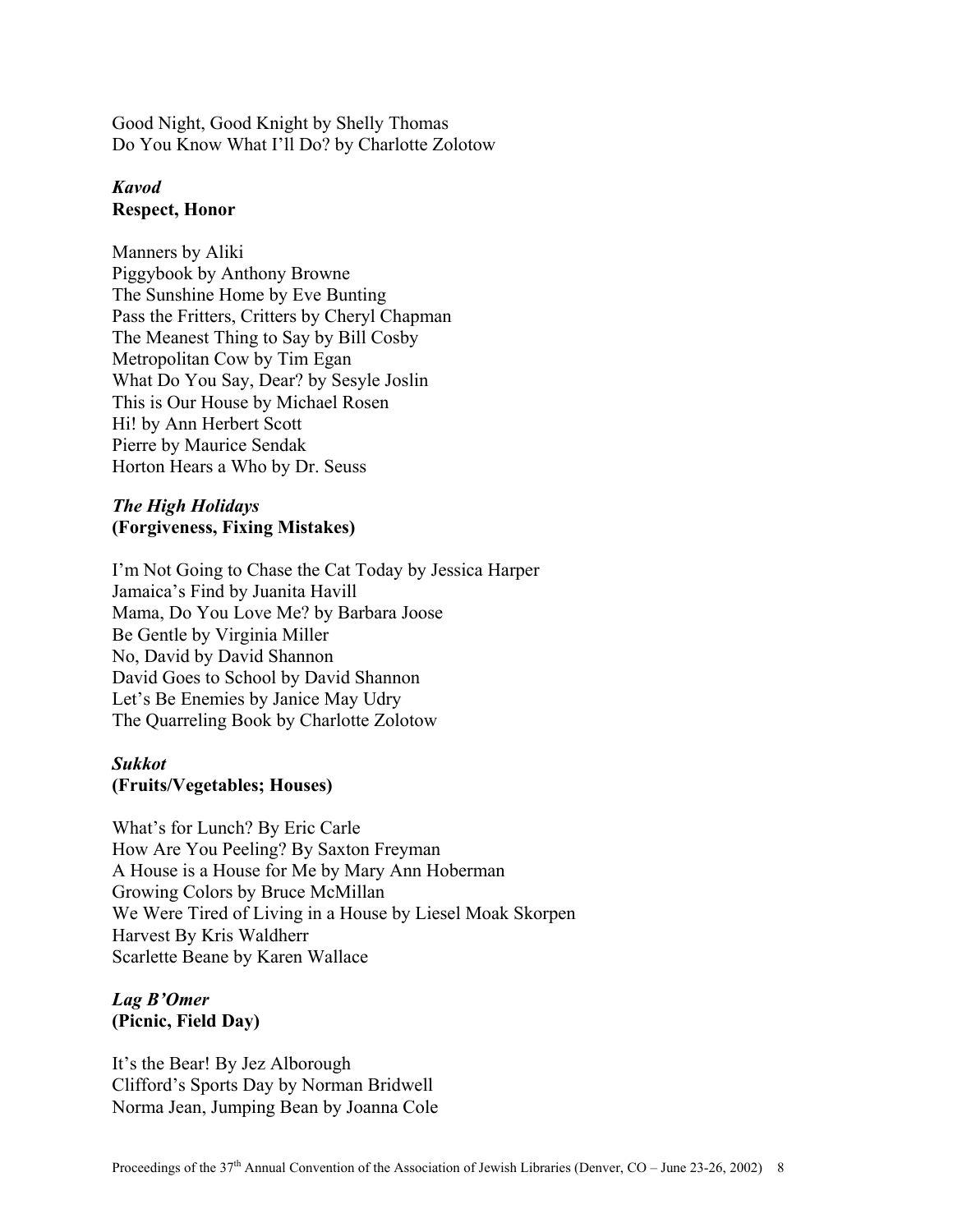Good Night, Good Knight by Shelly Thomas
Do You Know What I'll Do? by Charlotte Zolotow

***Kavod***
**Respect, Honor**

Manners by Aliki
Piggybook by Anthony Browne
The Sunshine Home by Eve Bunting
Pass the Fritters, Critters by Cheryl Chapman
The Meanest Thing to Say by Bill Cosby
Metropolitan Cow by Tim Egan
What Do You Say, Dear? by Sesyle Joslin
This is Our House by Michael Rosen
Hi! by Ann Herbert Scott
Pierre by Maurice Sendak
Horton Hears a Who by Dr. Seuss

***The High Holidays***
**(Forgiveness, Fixing Mistakes)**

I'm Not Going to Chase the Cat Today by Jessica Harper
Jamaica's Find by Juanita Havill
Mama, Do You Love Me? by Barbara Joose
Be Gentle by Virginia Miller
No, David by David Shannon
David Goes to School by David Shannon
Let's Be Enemies by Janice May Udry
The Quarreling Book by Charlotte Zolotow

***Sukkot***
**(Fruits/Vegetables; Houses)**

What's for Lunch? By Eric Carle
How Are You Peeling? By Saxton Freyman
A House is a House for Me by Mary Ann Hoberman
Growing Colors by Bruce McMillan
We Were Tired of Living in a House by Liesel Moak Skorpen
Harvest By Kris Waldherr
Scarlette Beane by Karen Wallace

***Lag B'Omer***
**(Picnic, Field Day)**

It's the Bear! By Jez Alborough
Clifford's Sports Day by Norman Bridwell
Norma Jean, Jumping Bean by Joanna Cole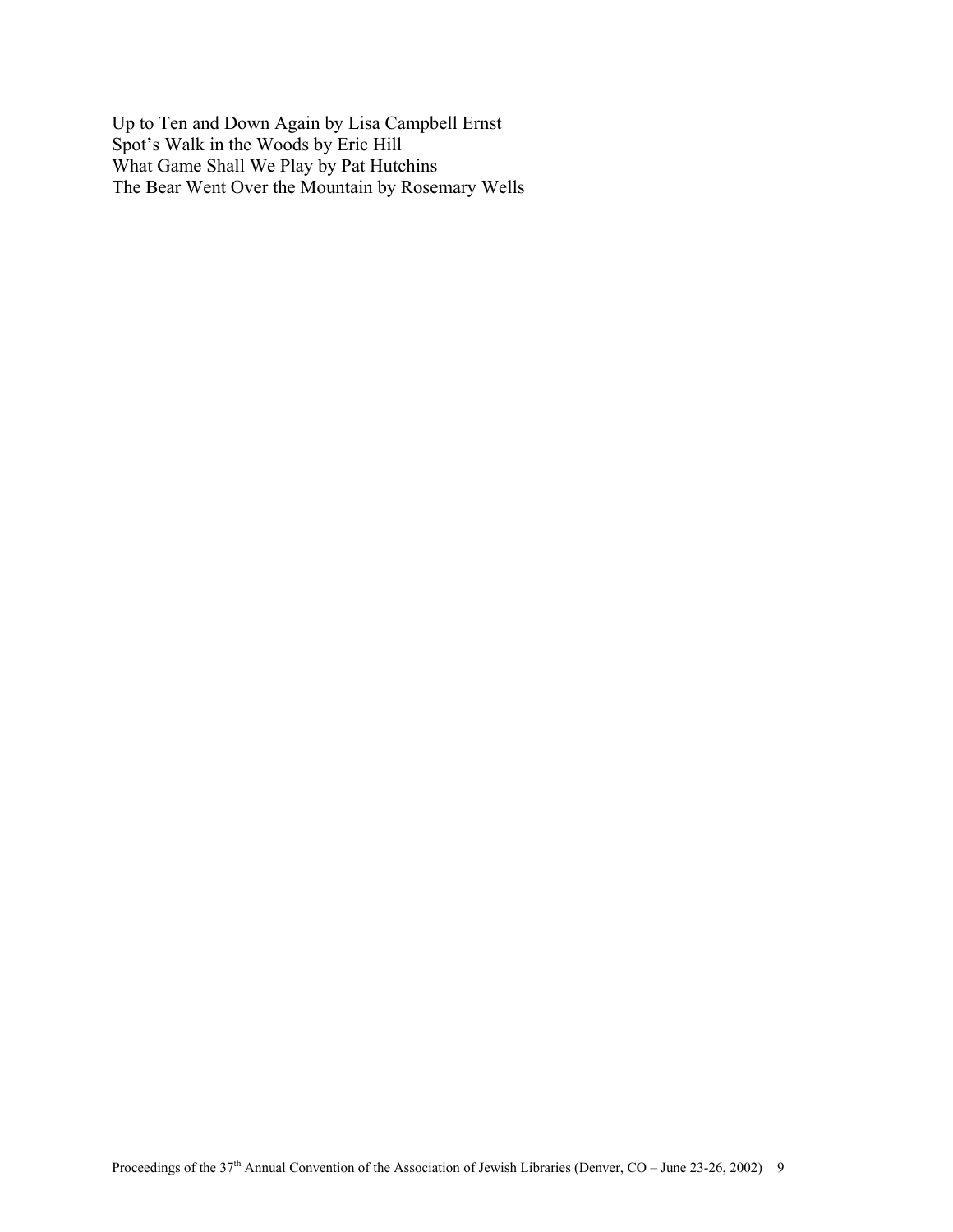Up to Ten and Down Again by Lisa Campbell Ernst
Spot's Walk in the Woods by Eric Hill
What Game Shall We Play by Pat Hutchins
The Bear Went Over the Mountain by Rosemary Wells